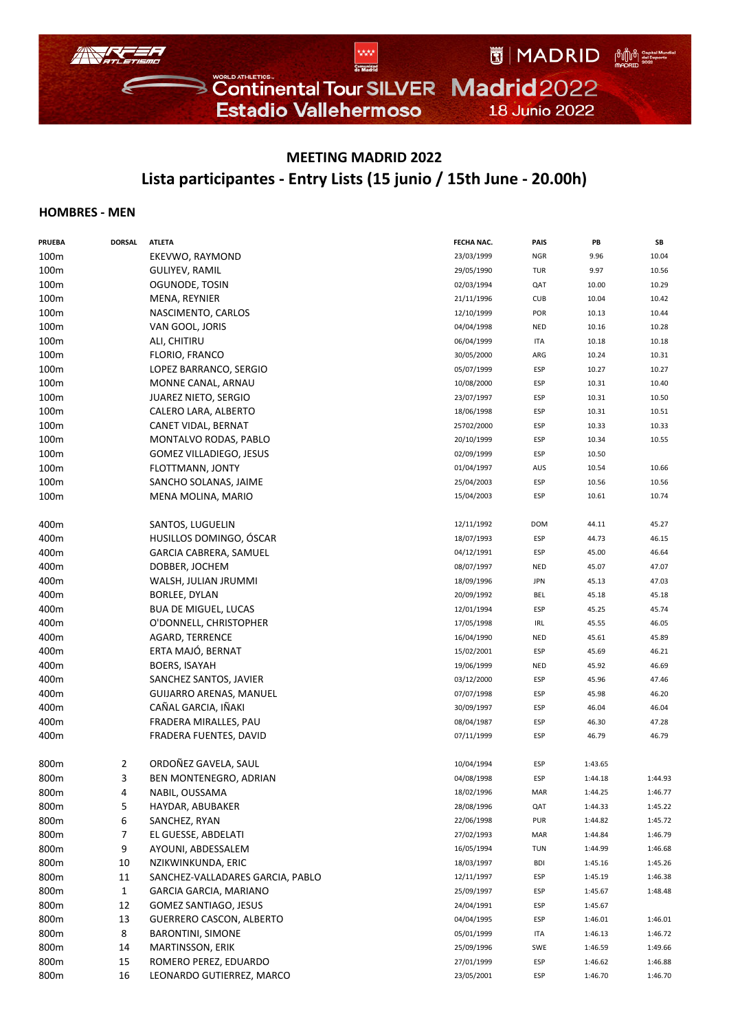Continental Tour SILVER Madrid2022
Estadio Vallehermoso 18 Junio 2022

## MEETING MADRID 2022

## Lista participantes - Entry Lists (15 junio / 15th June - 20.00h)

### HOMBRES - MEN

| PRUEBA | DORSAL | ATLETA | FECHA NAC. | PAIS | PB | SB |
|---|---|---|---|---|---|---|
| 100m | | EKEVWO, RAYMOND | 23/03/1999 | NGR | 9.96 | 10.04 |
| 100m | | GULIYEV, RAMIL | 29/05/1990 | TUR | 9.97 | 10.56 |
| 100m | | OGUNODE, TOSIN | 02/03/1994 | QAT | 10.00 | 10.29 |
| 100m | | MENA, REYNIER | 21/11/1996 | CUB | 10.04 | 10.42 |
| 100m | | NASCIMENTO, CARLOS | 12/10/1999 | POR | 10.13 | 10.44 |
| 100m | | VAN GOOL, JORIS | 04/04/1998 | NED | 10.16 | 10.28 |
| 100m | | ALI, CHITIRU | 06/04/1999 | ITA | 10.18 | 10.18 |
| 100m | | FLORIO, FRANCO | 30/05/2000 | ARG | 10.24 | 10.31 |
| 100m | | LOPEZ BARRANCO, SERGIO | 05/07/1999 | ESP | 10.27 | 10.27 |
| 100m | | MONNE CANAL, ARNAU | 10/08/2000 | ESP | 10.31 | 10.40 |
| 100m | | JUAREZ NIETO, SERGIO | 23/07/1997 | ESP | 10.31 | 10.50 |
| 100m | | CALERO LARA, ALBERTO | 18/06/1998 | ESP | 10.31 | 10.51 |
| 100m | | CANET VIDAL, BERNAT | 25702/2000 | ESP | 10.33 | 10.33 |
| 100m | | MONTALVO RODAS, PABLO | 20/10/1999 | ESP | 10.34 | 10.55 |
| 100m | | GOMEZ VILLADIEGO, JESUS | 02/09/1999 | ESP | 10.50 | |
| 100m | | FLOTTMANN, JONTY | 01/04/1997 | AUS | 10.54 | 10.66 |
| 100m | | SANCHO SOLANAS, JAIME | 25/04/2003 | ESP | 10.56 | 10.56 |
| 100m | | MENA MOLINA, MARIO | 15/04/2003 | ESP | 10.61 | 10.74 |
| | | | | | | |
| 400m | | SANTOS, LUGUELIN | 12/11/1992 | DOM | 44.11 | 45.27 |
| 400m | | HUSILLOS DOMINGO, ÓSCAR | 18/07/1993 | ESP | 44.73 | 46.15 |
| 400m | | GARCIA CABRERA, SAMUEL | 04/12/1991 | ESP | 45.00 | 46.64 |
| 400m | | DOBBER, JOCHEM | 08/07/1997 | NED | 45.07 | 47.07 |
| 400m | | WALSH, JULIAN JRUMMI | 18/09/1996 | JPN | 45.13 | 47.03 |
| 400m | | BORLEE, DYLAN | 20/09/1992 | BEL | 45.18 | 45.18 |
| 400m | | BUA DE MIGUEL, LUCAS | 12/01/1994 | ESP | 45.25 | 45.74 |
| 400m | | O'DONNELL, CHRISTOPHER | 17/05/1998 | IRL | 45.55 | 46.05 |
| 400m | | AGARD, TERRENCE | 16/04/1990 | NED | 45.61 | 45.89 |
| 400m | | ERTA MAJÓ, BERNAT | 15/02/2001 | ESP | 45.69 | 46.21 |
| 400m | | BOERS, ISAYAH | 19/06/1999 | NED | 45.92 | 46.69 |
| 400m | | SANCHEZ SANTOS, JAVIER | 03/12/2000 | ESP | 45.96 | 47.46 |
| 400m | | GUIJARRO ARENAS, MANUEL | 07/07/1998 | ESP | 45.98 | 46.20 |
| 400m | | CAÑAL GARCIA, IÑAKI | 30/09/1997 | ESP | 46.04 | 46.04 |
| 400m | | FRADERA MIRALLES, PAU | 08/04/1987 | ESP | 46.30 | 47.28 |
| 400m | | FRADERA FUENTES, DAVID | 07/11/1999 | ESP | 46.79 | 46.79 |
| | | | | | | |
| 800m | 2 | ORDOÑEZ GAVELA, SAUL | 10/04/1994 | ESP | 1:43.65 | |
| 800m | 3 | BEN MONTENEGRO, ADRIAN | 04/08/1998 | ESP | 1:44.18 | 1:44.93 |
| 800m | 4 | NABIL, OUSSAMA | 18/02/1996 | MAR | 1:44.25 | 1:46.77 |
| 800m | 5 | HAYDAR, ABUBAKER | 28/08/1996 | QAT | 1:44.33 | 1:45.22 |
| 800m | 6 | SANCHEZ, RYAN | 22/06/1998 | PUR | 1:44.82 | 1:45.72 |
| 800m | 7 | EL GUESSE, ABDELATI | 27/02/1993 | MAR | 1:44.84 | 1:46.79 |
| 800m | 9 | AYOUNI, ABDESSALEM | 16/05/1994 | TUN | 1:44.99 | 1:46.68 |
| 800m | 10 | NZIKWINKUNDA, ERIC | 18/03/1997 | BDI | 1:45.16 | 1:45.26 |
| 800m | 11 | SANCHEZ-VALLADARES GARCIA, PABLO | 12/11/1997 | ESP | 1:45.19 | 1:46.38 |
| 800m | 1 | GARCIA GARCIA, MARIANO | 25/09/1997 | ESP | 1:45.67 | 1:48.48 |
| 800m | 12 | GOMEZ SANTIAGO, JESUS | 24/04/1991 | ESP | 1:45.67 | |
| 800m | 13 | GUERRERO CASCON, ALBERTO | 04/04/1995 | ESP | 1:46.01 | 1:46.01 |
| 800m | 8 | BARONTINI, SIMONE | 05/01/1999 | ITA | 1:46.13 | 1:46.72 |
| 800m | 14 | MARTINSSON, ERIK | 25/09/1996 | SWE | 1:46.59 | 1:49.66 |
| 800m | 15 | ROMERO PEREZ, EDUARDO | 27/01/1999 | ESP | 1:46.62 | 1:46.88 |
| 800m | 16 | LEONARDO GUTIERREZ, MARCO | 23/05/2001 | ESP | 1:46.70 | 1:46.70 |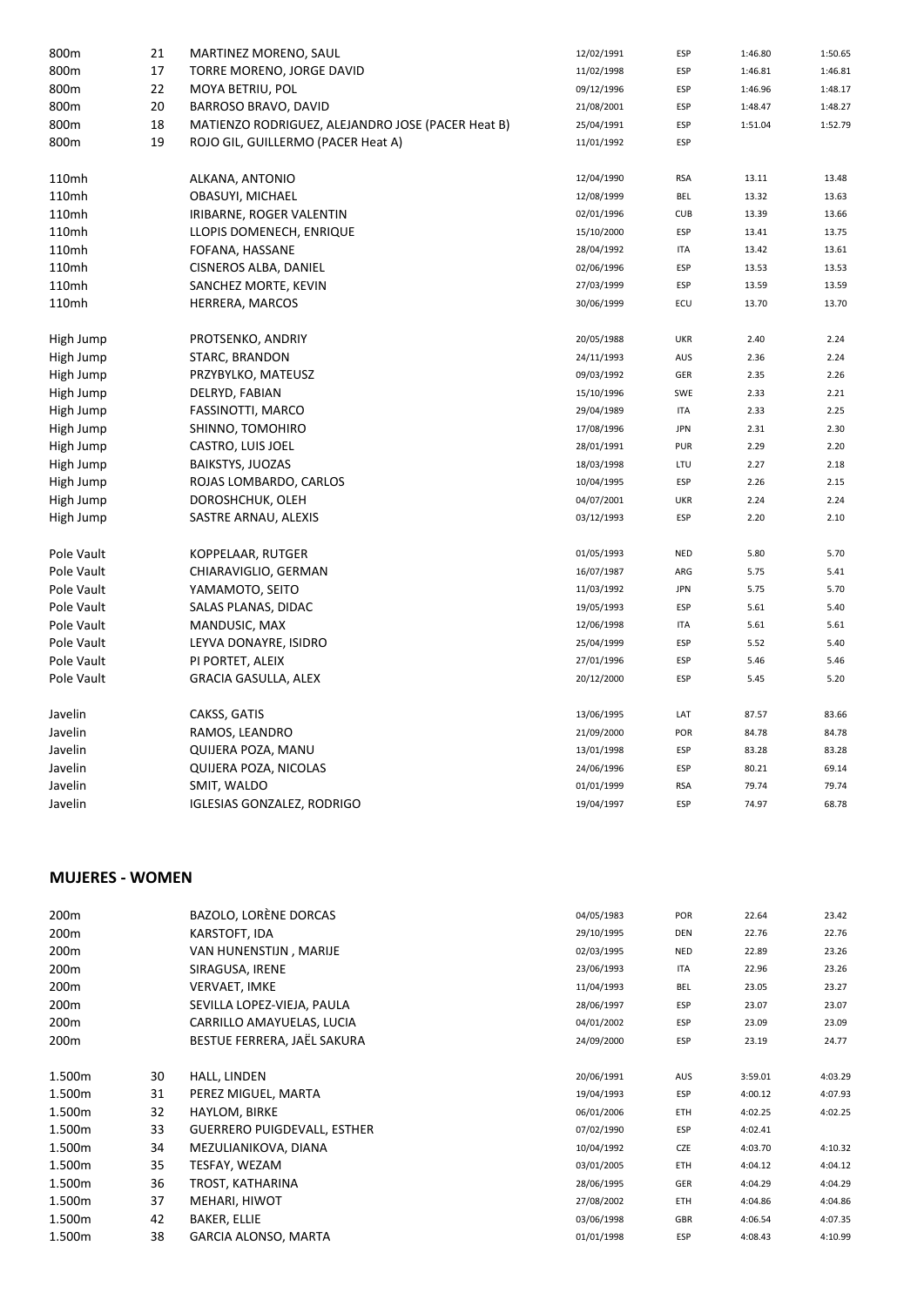| | | | | | | |
|---|---|---|---|---|---|---|
| 800m | 21 | MARTINEZ MORENO, SAUL | 12/02/1991 | ESP | 1:46.80 | 1:50.65 |
| 800m | 17 | TORRE MORENO, JORGE DAVID | 11/02/1998 | ESP | 1:46.81 | 1:46.81 |
| 800m | 22 | MOYA BETRIU, POL | 09/12/1996 | ESP | 1:46.96 | 1:48.17 |
| 800m | 20 | BARROSO BRAVO, DAVID | 21/08/2001 | ESP | 1:48.47 | 1:48.27 |
| 800m | 18 | MATIENZO RODRIGUEZ, ALEJANDRO JOSE (PACER Heat B) | 25/04/1991 | ESP | 1:51.04 | 1:52.79 |
| 800m | 19 | ROJO GIL, GUILLERMO (PACER Heat A) | 11/01/1992 | ESP | | |
| | | | | | | |
| 110mh | | ALKANA, ANTONIO | 12/04/1990 | RSA | 13.11 | 13.48 |
| 110mh | | OBASUYI, MICHAEL | 12/08/1999 | BEL | 13.32 | 13.63 |
| 110mh | | IRIBARNE, ROGER VALENTIN | 02/01/1996 | CUB | 13.39 | 13.66 |
| 110mh | | LLOPIS DOMENECH, ENRIQUE | 15/10/2000 | ESP | 13.41 | 13.75 |
| 110mh | | FOFANA, HASSANE | 28/04/1992 | ITA | 13.42 | 13.61 |
| 110mh | | CISNEROS ALBA, DANIEL | 02/06/1996 | ESP | 13.53 | 13.53 |
| 110mh | | SANCHEZ MORTE, KEVIN | 27/03/1999 | ESP | 13.59 | 13.59 |
| 110mh | | HERRERA, MARCOS | 30/06/1999 | ECU | 13.70 | 13.70 |
| | | | | | | |
| High Jump | | PROTSENKO, ANDRIY | 20/05/1988 | UKR | 2.40 | 2.24 |
| High Jump | | STARC, BRANDON | 24/11/1993 | AUS | 2.36 | 2.24 |
| High Jump | | PRZYBYLKO, MATEUSZ | 09/03/1992 | GER | 2.35 | 2.26 |
| High Jump | | DELRYD, FABIAN | 15/10/1996 | SWE | 2.33 | 2.21 |
| High Jump | | FASSINOTTI, MARCO | 29/04/1989 | ITA | 2.33 | 2.25 |
| High Jump | | SHINNO, TOMOHIRO | 17/08/1996 | JPN | 2.31 | 2.30 |
| High Jump | | CASTRO, LUIS JOEL | 28/01/1991 | PUR | 2.29 | 2.20 |
| High Jump | | BAIKSTYS, JUOZAS | 18/03/1998 | LTU | 2.27 | 2.18 |
| High Jump | | ROJAS LOMBARDO, CARLOS | 10/04/1995 | ESP | 2.26 | 2.15 |
| High Jump | | DOROSHCHUK, OLEH | 04/07/2001 | UKR | 2.24 | 2.24 |
| High Jump | | SASTRE ARNAU, ALEXIS | 03/12/1993 | ESP | 2.20 | 2.10 |
| | | | | | | |
| Pole Vault | | KOPPELAAR, RUTGER | 01/05/1993 | NED | 5.80 | 5.70 |
| Pole Vault | | CHIARAVIGLIO, GERMAN | 16/07/1987 | ARG | 5.75 | 5.41 |
| Pole Vault | | YAMAMOTO, SEITO | 11/03/1992 | JPN | 5.75 | 5.70 |
| Pole Vault | | SALAS PLANAS, DIDAC | 19/05/1993 | ESP | 5.61 | 5.40 |
| Pole Vault | | MANDUSIC, MAX | 12/06/1998 | ITA | 5.61 | 5.61 |
| Pole Vault | | LEYVA DONAYRE, ISIDRO | 25/04/1999 | ESP | 5.52 | 5.40 |
| Pole Vault | | PI PORTET, ALEIX | 27/01/1996 | ESP | 5.46 | 5.46 |
| Pole Vault | | GRACIA GASULLA, ALEX | 20/12/2000 | ESP | 5.45 | 5.20 |
| | | | | | | |
| Javelin | | CAKSS, GATIS | 13/06/1995 | LAT | 87.57 | 83.66 |
| Javelin | | RAMOS, LEANDRO | 21/09/2000 | POR | 84.78 | 84.78 |
| Javelin | | QUIJERA POZA, MANU | 13/01/1998 | ESP | 83.28 | 83.28 |
| Javelin | | QUIJERA POZA, NICOLAS | 24/06/1996 | ESP | 80.21 | 69.14 |
| Javelin | | SMIT, WALDO | 01/01/1999 | RSA | 79.74 | 79.74 |
| Javelin | | IGLESIAS GONZALEZ, RODRIGO | 19/04/1997 | ESP | 74.97 | 68.78 |

## MUJERES - WOMEN

| | | | | | | |
|---|---|---|---|---|---|---|
| 200m | | BAZOLO, LORÈNE DORCAS | 04/05/1983 | POR | 22.64 | 23.42 |
| 200m | | KARSTOFT, IDA | 29/10/1995 | DEN | 22.76 | 22.76 |
| 200m | | VAN HUNENSTIJN , MARIJE | 02/03/1995 | NED | 22.89 | 23.26 |
| 200m | | SIRAGUSA, IRENE | 23/06/1993 | ITA | 22.96 | 23.26 |
| 200m | | VERVAET, IMKE | 11/04/1993 | BEL | 23.05 | 23.27 |
| 200m | | SEVILLA LOPEZ-VIEJA, PAULA | 28/06/1997 | ESP | 23.07 | 23.07 |
| 200m | | CARRILLO AMAYUELAS, LUCIA | 04/01/2002 | ESP | 23.09 | 23.09 |
| 200m | | BESTUE FERRERA, JAËL SAKURA | 24/09/2000 | ESP | 23.19 | 24.77 |
| | | | | | | |
| 1.500m | 30 | HALL, LINDEN | 20/06/1991 | AUS | 3:59.01 | 4:03.29 |
| 1.500m | 31 | PEREZ MIGUEL, MARTA | 19/04/1993 | ESP | 4:00.12 | 4:07.93 |
| 1.500m | 32 | HAYLOM, BIRKE | 06/01/2006 | ETH | 4:02.25 | 4:02.25 |
| 1.500m | 33 | GUERRERO PUIGDEVALL, ESTHER | 07/02/1990 | ESP | 4:02.41 | |
| 1.500m | 34 | MEZULIANIKOVA, DIANA | 10/04/1992 | CZE | 4:03.70 | 4:10.32 |
| 1.500m | 35 | TESFAY, WEZAM | 03/01/2005 | ETH | 4:04.12 | 4:04.12 |
| 1.500m | 36 | TROST, KATHARINA | 28/06/1995 | GER | 4:04.29 | 4:04.29 |
| 1.500m | 37 | MEHARI, HIWOT | 27/08/2002 | ETH | 4:04.86 | 4:04.86 |
| 1.500m | 42 | BAKER, ELLIE | 03/06/1998 | GBR | 4:06.54 | 4:07.35 |
| 1.500m | 38 | GARCIA ALONSO, MARTA | 01/01/1998 | ESP | 4:08.43 | 4:10.99 |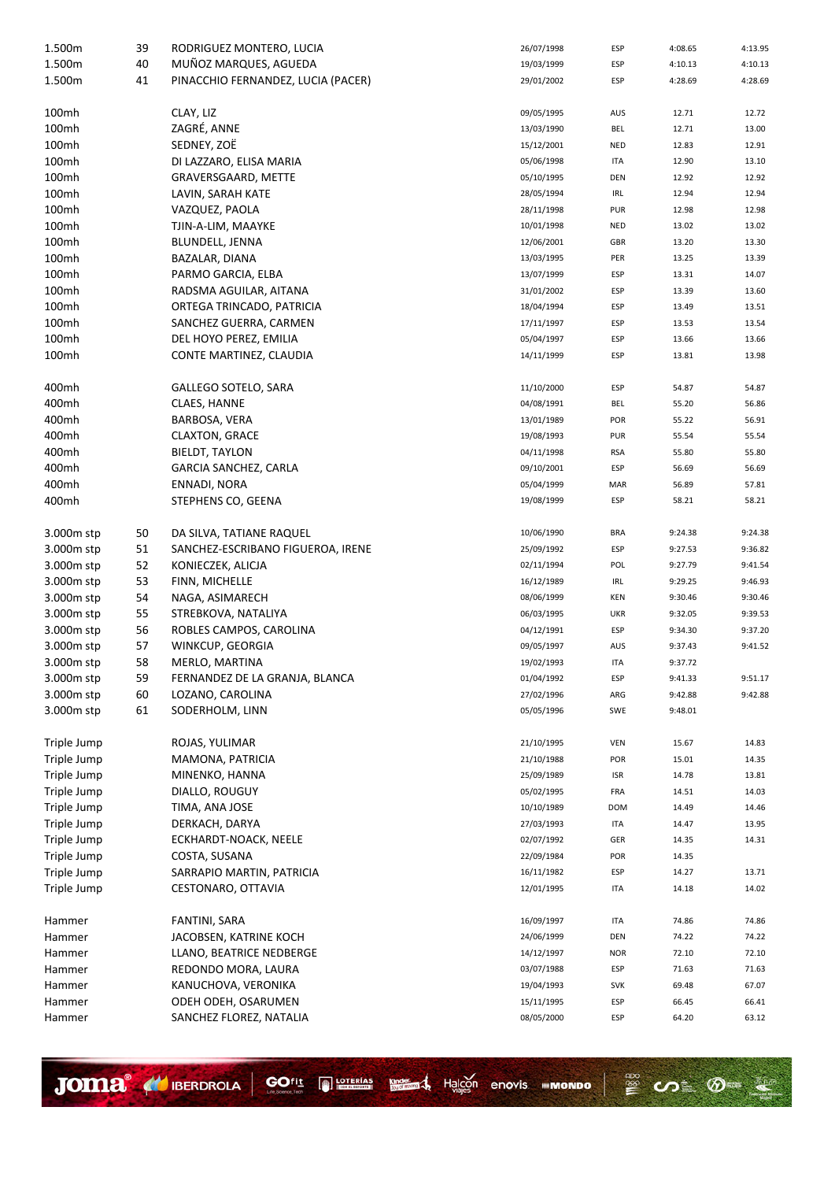| | | | | | | |
|---|---|---|---|---|---|---|
| 1.500m | 39 | RODRIGUEZ MONTERO, LUCIA | 26/07/1998 | ESP | 4:08.65 | 4:13.95 |
| 1.500m | 40 | MUÑOZ MARQUES, AGUEDA | 19/03/1999 | ESP | 4:10.13 | 4:10.13 |
| 1.500m | 41 | PINACCHIO FERNANDEZ, LUCIA (PACER) | 29/01/2002 | ESP | 4:28.69 | 4:28.69 |
| | | | | | | |
| 100mh | | CLAY, LIZ | 09/05/1995 | AUS | 12.71 | 12.72 |
| 100mh | | ZAGRÉ, ANNE | 13/03/1990 | BEL | 12.71 | 13.00 |
| 100mh | | SEDNEY, ZOË | 15/12/2001 | NED | 12.83 | 12.91 |
| 100mh | | DI LAZZARO, ELISA MARIA | 05/06/1998 | ITA | 12.90 | 13.10 |
| 100mh | | GRAVERSGAARD, METTE | 05/10/1995 | DEN | 12.92 | 12.92 |
| 100mh | | LAVIN, SARAH KATE | 28/05/1994 | IRL | 12.94 | 12.94 |
| 100mh | | VAZQUEZ, PAOLA | 28/11/1998 | PUR | 12.98 | 12.98 |
| 100mh | | TJIN-A-LIM, MAAYKE | 10/01/1998 | NED | 13.02 | 13.02 |
| 100mh | | BLUNDELL, JENNA | 12/06/2001 | GBR | 13.20 | 13.30 |
| 100mh | | BAZALAR, DIANA | 13/03/1995 | PER | 13.25 | 13.39 |
| 100mh | | PARMO GARCIA, ELBA | 13/07/1999 | ESP | 13.31 | 14.07 |
| 100mh | | RADSMA AGUILAR, AITANA | 31/01/2002 | ESP | 13.39 | 13.60 |
| 100mh | | ORTEGA TRINCADO, PATRICIA | 18/04/1994 | ESP | 13.49 | 13.51 |
| 100mh | | SANCHEZ GUERRA, CARMEN | 17/11/1997 | ESP | 13.53 | 13.54 |
| 100mh | | DEL HOYO PEREZ, EMILIA | 05/04/1997 | ESP | 13.66 | 13.66 |
| 100mh | | CONTE MARTINEZ, CLAUDIA | 14/11/1999 | ESP | 13.81 | 13.98 |
| | | | | | | |
| 400mh | | GALLEGO SOTELO, SARA | 11/10/2000 | ESP | 54.87 | 54.87 |
| 400mh | | CLAES, HANNE | 04/08/1991 | BEL | 55.20 | 56.86 |
| 400mh | | BARBOSA, VERA | 13/01/1989 | POR | 55.22 | 56.91 |
| 400mh | | CLAXTON, GRACE | 19/08/1993 | PUR | 55.54 | 55.54 |
| 400mh | | BIELDT, TAYLON | 04/11/1998 | RSA | 55.80 | 55.80 |
| 400mh | | GARCIA SANCHEZ, CARLA | 09/10/2001 | ESP | 56.69 | 56.69 |
| 400mh | | ENNADI, NORA | 05/04/1999 | MAR | 56.89 | 57.81 |
| 400mh | | STEPHENS CO, GEENA | 19/08/1999 | ESP | 58.21 | 58.21 |
| | | | | | | |
| 3.000m stp | 50 | DA SILVA, TATIANE RAQUEL | 10/06/1990 | BRA | 9:24.38 | 9:24.38 |
| 3.000m stp | 51 | SANCHEZ-ESCRIBANO FIGUEROA, IRENE | 25/09/1992 | ESP | 9:27.53 | 9:36.82 |
| 3.000m stp | 52 | KONIECZEK, ALICJA | 02/11/1994 | POL | 9:27.79 | 9:41.54 |
| 3.000m stp | 53 | FINN, MICHELLE | 16/12/1989 | IRL | 9:29.25 | 9:46.93 |
| 3.000m stp | 54 | NAGA, ASIMARECH | 08/06/1999 | KEN | 9:30.46 | 9:30.46 |
| 3.000m stp | 55 | STREBKOVA, NATALIYA | 06/03/1995 | UKR | 9:32.05 | 9:39.53 |
| 3.000m stp | 56 | ROBLES CAMPOS, CAROLINA | 04/12/1991 | ESP | 9:34.30 | 9:37.20 |
| 3.000m stp | 57 | WINKCUP, GEORGIA | 09/05/1997 | AUS | 9:37.43 | 9:41.52 |
| 3.000m stp | 58 | MERLO, MARTINA | 19/02/1993 | ITA | 9:37.72 | |
| 3.000m stp | 59 | FERNANDEZ DE LA GRANJA, BLANCA | 01/04/1992 | ESP | 9:41.33 | 9:51.17 |
| 3.000m stp | 60 | LOZANO, CAROLINA | 27/02/1996 | ARG | 9:42.88 | 9:42.88 |
| 3.000m stp | 61 | SODERHOLM, LINN | 05/05/1996 | SWE | 9:48.01 | |
| | | | | | | |
| Triple Jump | | ROJAS, YULIMAR | 21/10/1995 | VEN | 15.67 | 14.83 |
| Triple Jump | | MAMONA, PATRICIA | 21/10/1988 | POR | 15.01 | 14.35 |
| Triple Jump | | MINENKO, HANNA | 25/09/1989 | ISR | 14.78 | 13.81 |
| Triple Jump | | DIALLO, ROUGUY | 05/02/1995 | FRA | 14.51 | 14.03 |
| Triple Jump | | TIMA, ANA JOSE | 10/10/1989 | DOM | 14.49 | 14.46 |
| Triple Jump | | DERKACH, DARYA | 27/03/1993 | ITA | 14.47 | 13.95 |
| Triple Jump | | ECKHARDT-NOACK, NEELE | 02/07/1992 | GER | 14.35 | 14.31 |
| Triple Jump | | COSTA, SUSANA | 22/09/1984 | POR | 14.35 | |
| Triple Jump | | SARRAPIO MARTIN, PATRICIA | 16/11/1982 | ESP | 14.27 | 13.71 |
| Triple Jump | | CESTONARO, OTTAVIA | 12/01/1995 | ITA | 14.18 | 14.02 |
| | | | | | | |
| Hammer | | FANTINI, SARA | 16/09/1997 | ITA | 74.86 | 74.86 |
| Hammer | | JACOBSEN, KATRINE KOCH | 24/06/1999 | DEN | 74.22 | 74.22 |
| Hammer | | LLANO, BEATRICE NEDBERGE | 14/12/1997 | NOR | 72.10 | 72.10 |
| Hammer | | REDONDO MORA, LAURA | 03/07/1988 | ESP | 71.63 | 71.63 |
| Hammer | | KANUCHOVA, VERONIKA | 19/04/1993 | SVK | 69.48 | 67.07 |
| Hammer | | ODEH ODEH, OSARUMEN | 15/11/1995 | ESP | 66.45 | 66.41 |
| Hammer | | SANCHEZ FLOREZ, NATALIA | 08/05/2000 | ESP | 64.20 | 63.12 |